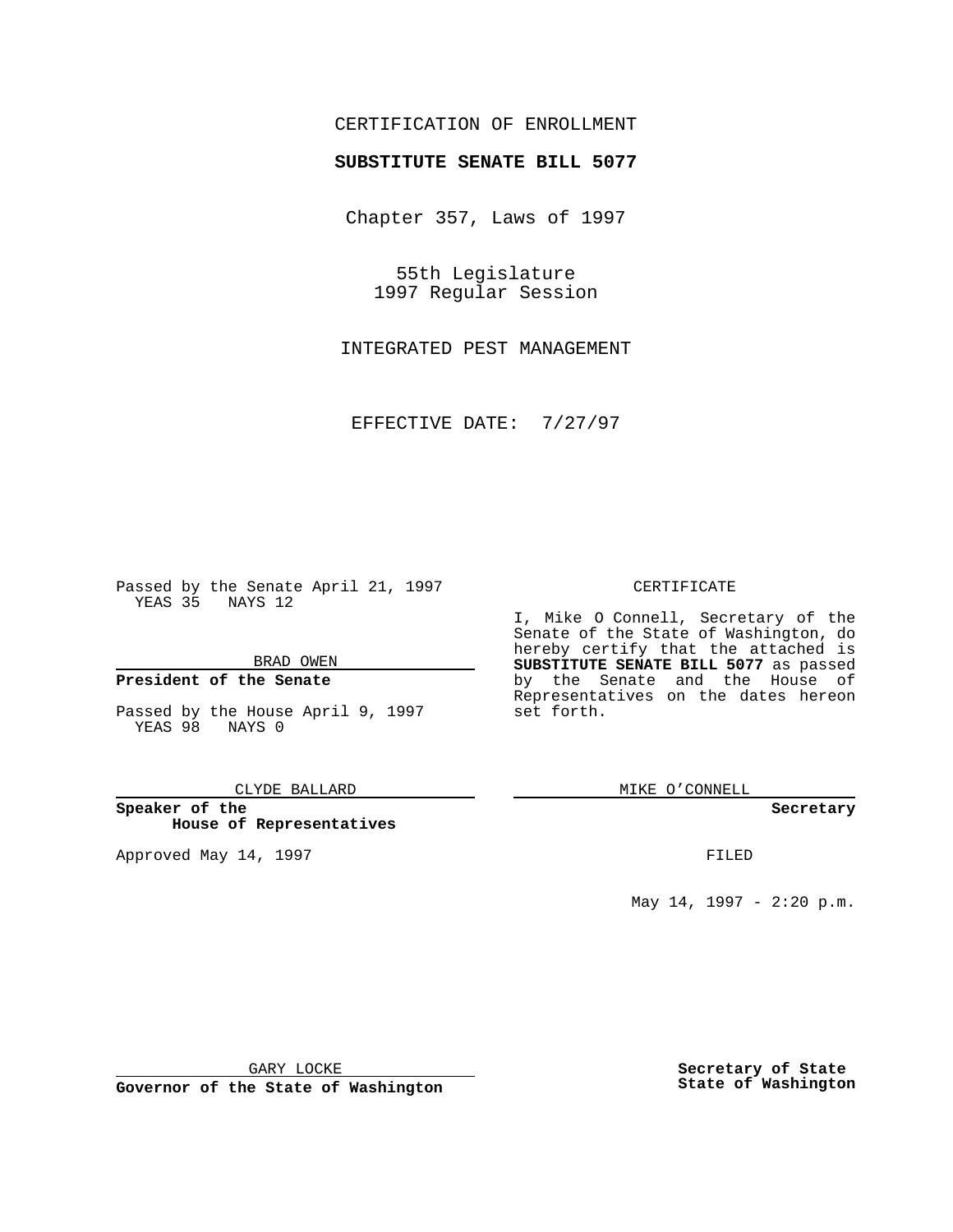CERTIFICATION OF ENROLLMENT

**SUBSTITUTE SENATE BILL 5077**

Chapter 357, Laws of 1997

55th Legislature
1997 Regular Session

INTEGRATED PEST MANAGEMENT

EFFECTIVE DATE: 7/27/97

Passed by the Senate April 21, 1997
YEAS 35 NAYS 12

BRAD OWEN

**President of the Senate**

Passed by the House April 9, 1997
YEAS 98 NAYS 0

CLYDE BALLARD

**Speaker of the House of Representatives**

Approved May 14, 1997

GARY LOCKE

**Governor of the State of Washington**

CERTIFICATE

I, Mike O Connell, Secretary of the Senate of the State of Washington, do hereby certify that the attached is **SUBSTITUTE SENATE BILL 5077** as passed by the Senate and the House of Representatives on the dates hereon set forth.

MIKE O'CONNELL

**Secretary**

FILED

May 14, 1997 - 2:20 p.m.

**Secretary of State**
**State of Washington**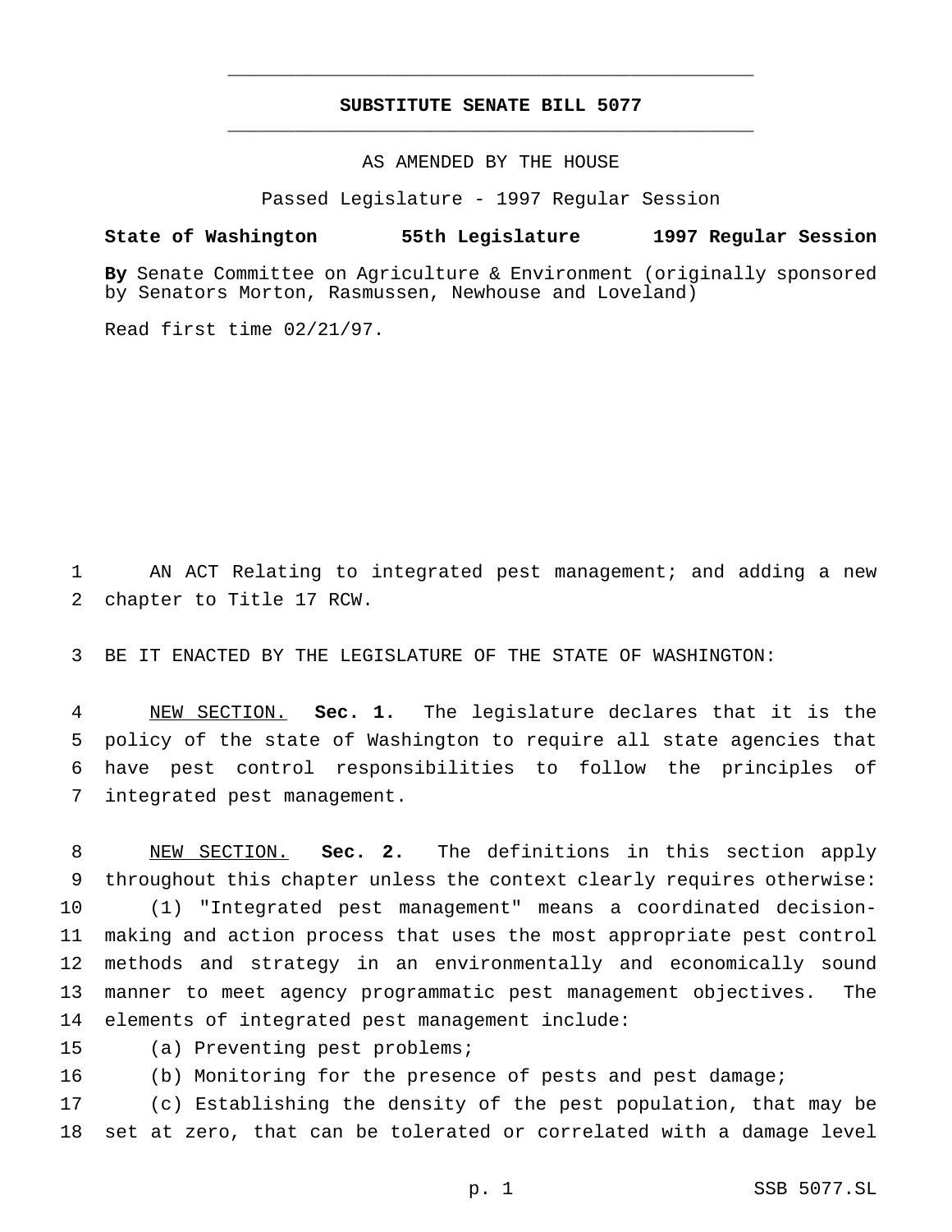# SUBSTITUTE SENATE BILL 5077

AS AMENDED BY THE HOUSE

Passed Legislature - 1997 Regular Session

**State of Washington 55th Legislature 1997 Regular Session**

**By** Senate Committee on Agriculture & Environment (originally sponsored by Senators Morton, Rasmussen, Newhouse and Loveland)

Read first time 02/21/97.

AN ACT Relating to integrated pest management; and adding a new chapter to Title 17 RCW.

BE IT ENACTED BY THE LEGISLATURE OF THE STATE OF WASHINGTON:

NEW SECTION. **Sec. 1.** The legislature declares that it is the policy of the state of Washington to require all state agencies that have pest control responsibilities to follow the principles of integrated pest management.

NEW SECTION. **Sec. 2.** The definitions in this section apply throughout this chapter unless the context clearly requires otherwise:

(1) "Integrated pest management" means a coordinated decision-making and action process that uses the most appropriate pest control methods and strategy in an environmentally and economically sound manner to meet agency programmatic pest management objectives. The elements of integrated pest management include:

(a) Preventing pest problems;

(b) Monitoring for the presence of pests and pest damage;

(c) Establishing the density of the pest population, that may be set at zero, that can be tolerated or correlated with a damage level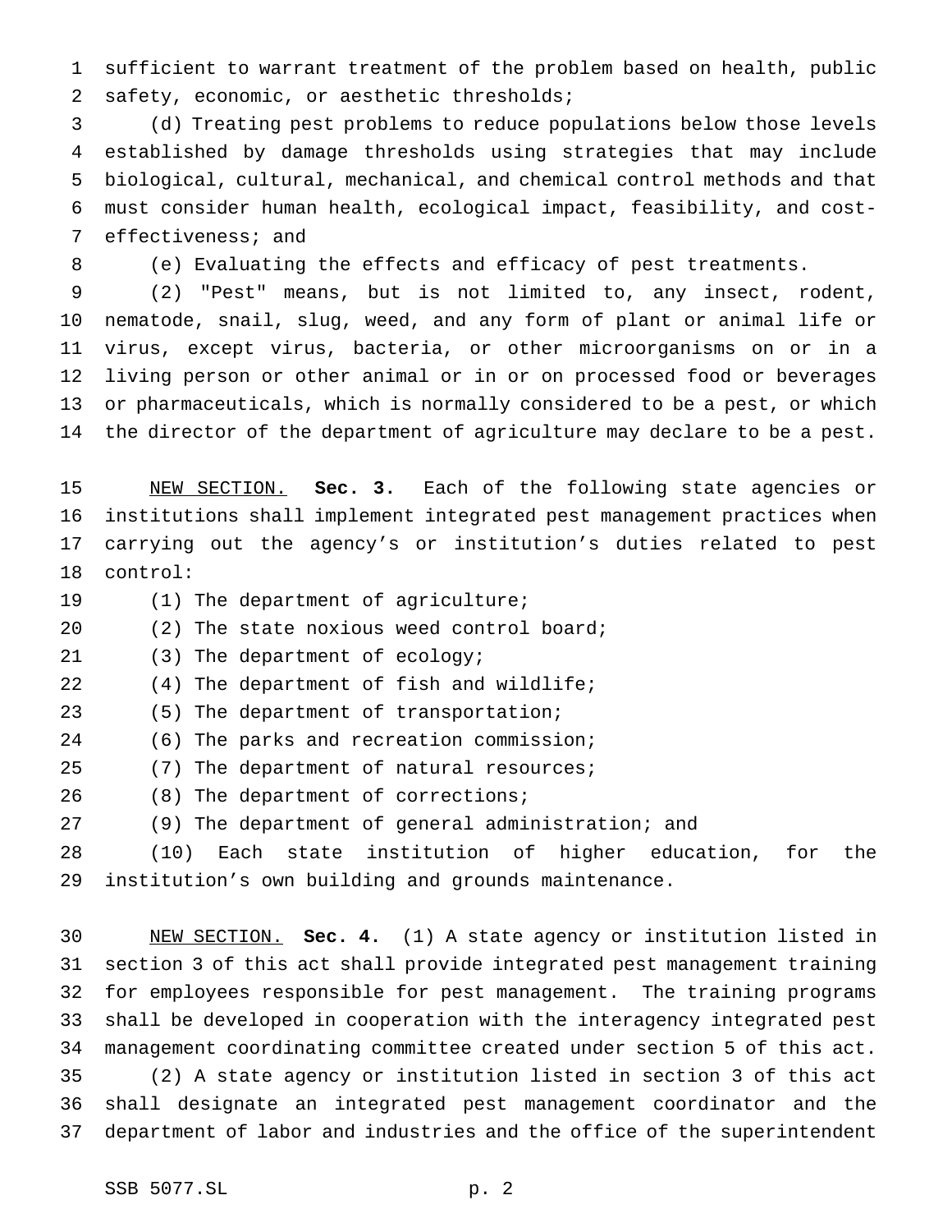sufficient to warrant treatment of the problem based on health, public safety, economic, or aesthetic thresholds;

(d) Treating pest problems to reduce populations below those levels established by damage thresholds using strategies that may include biological, cultural, mechanical, and chemical control methods and that must consider human health, ecological impact, feasibility, and cost-effectiveness; and

(e) Evaluating the effects and efficacy of pest treatments.

(2) "Pest" means, but is not limited to, any insect, rodent, nematode, snail, slug, weed, and any form of plant or animal life or virus, except virus, bacteria, or other microorganisms on or in a living person or other animal or in or on processed food or beverages or pharmaceuticals, which is normally considered to be a pest, or which the director of the department of agriculture may declare to be a pest.

NEW SECTION. **Sec. 3.** Each of the following state agencies or institutions shall implement integrated pest management practices when carrying out the agency's or institution's duties related to pest control:

(1) The department of agriculture;

(2) The state noxious weed control board;

(3) The department of ecology;

(4) The department of fish and wildlife;

(5) The department of transportation;

(6) The parks and recreation commission;

(7) The department of natural resources;

(8) The department of corrections;

(9) The department of general administration; and

(10) Each state institution of higher education, for the institution's own building and grounds maintenance.

NEW SECTION. **Sec. 4.** (1) A state agency or institution listed in section 3 of this act shall provide integrated pest management training for employees responsible for pest management. The training programs shall be developed in cooperation with the interagency integrated pest management coordinating committee created under section 5 of this act.

(2) A state agency or institution listed in section 3 of this act shall designate an integrated pest management coordinator and the department of labor and industries and the office of the superintendent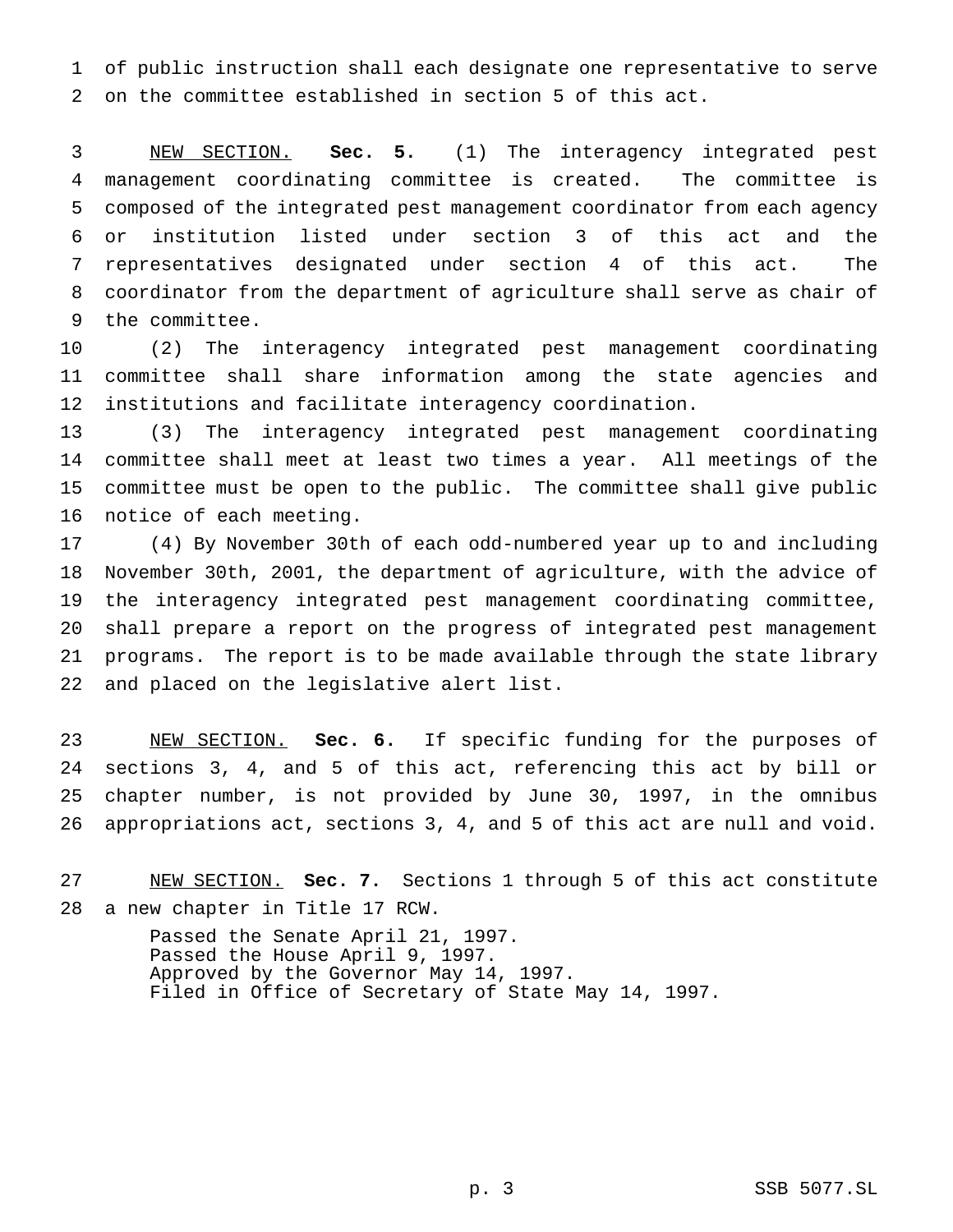of public instruction shall each designate one representative to serve on the committee established in section 5 of this act.

NEW SECTION. **Sec. 5.** (1) The interagency integrated pest management coordinating committee is created. The committee is composed of the integrated pest management coordinator from each agency or institution listed under section 3 of this act and the representatives designated under section 4 of this act. The coordinator from the department of agriculture shall serve as chair of the committee.

(2) The interagency integrated pest management coordinating committee shall share information among the state agencies and institutions and facilitate interagency coordination.

(3) The interagency integrated pest management coordinating committee shall meet at least two times a year. All meetings of the committee must be open to the public. The committee shall give public notice of each meeting.

(4) By November 30th of each odd-numbered year up to and including November 30th, 2001, the department of agriculture, with the advice of the interagency integrated pest management coordinating committee, shall prepare a report on the progress of integrated pest management programs. The report is to be made available through the state library and placed on the legislative alert list.

NEW SECTION. **Sec. 6.** If specific funding for the purposes of sections 3, 4, and 5 of this act, referencing this act by bill or chapter number, is not provided by June 30, 1997, in the omnibus appropriations act, sections 3, 4, and 5 of this act are null and void.

NEW SECTION. **Sec. 7.** Sections 1 through 5 of this act constitute a new chapter in Title 17 RCW.

Passed the Senate April 21, 1997.
Passed the House April 9, 1997.
Approved by the Governor May 14, 1997.
Filed in Office of Secretary of State May 14, 1997.